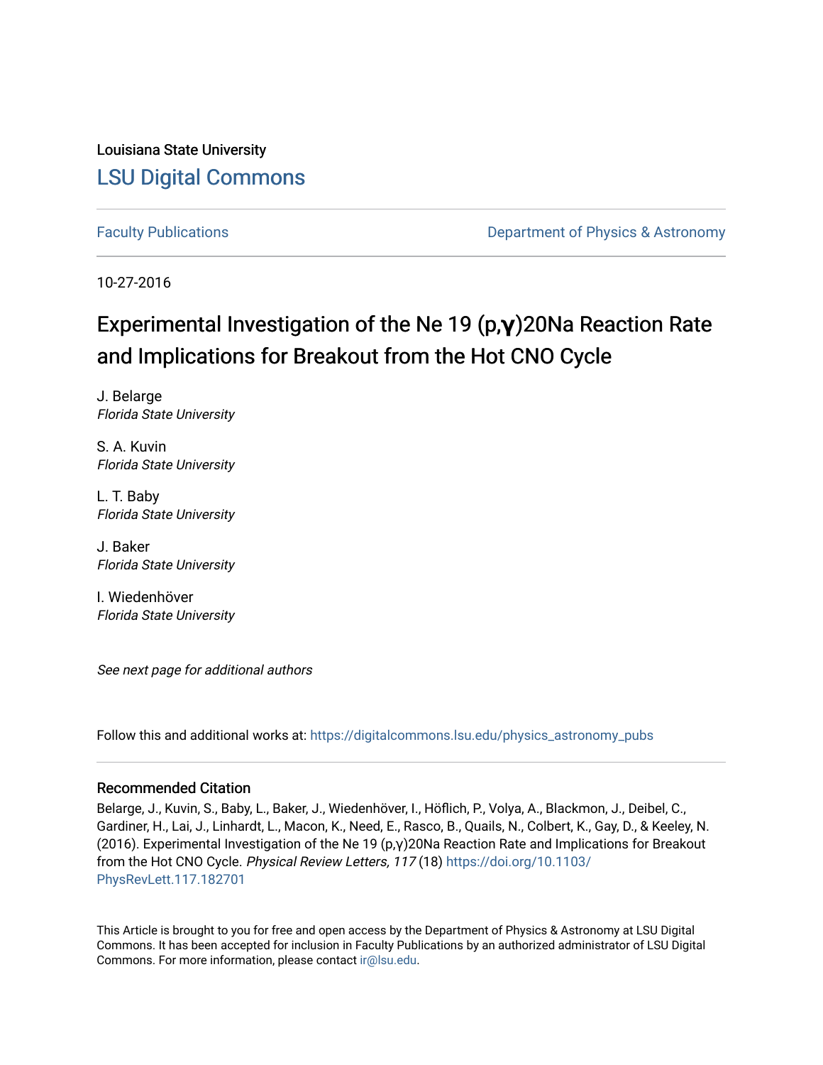Louisiana State University

## LSU Digital Commons

Faculty Publications

Department of Physics & Astronomy

10-27-2016

# Experimental Investigation of the Ne 19 (p,γ)20Na Reaction Rate and Implications for Breakout from the Hot CNO Cycle

J. Belarge
*Florida State University*

S. A. Kuvin
*Florida State University*

L. T. Baby
*Florida State University*

J. Baker
*Florida State University*

I. Wiedenhöver
*Florida State University*

*See next page for additional authors*

Follow this and additional works at: https://digitalcommons.lsu.edu/physics_astronomy_pubs

### Recommended Citation

Belarge, J., Kuvin, S., Baby, L., Baker, J., Wiedenhöver, I., Höflich, P., Volya, A., Blackmon, J., Deibel, C., Gardiner, H., Lai, J., Linhardt, L., Macon, K., Need, E., Rasco, B., Quails, N., Colbert, K., Gay, D., & Keeley, N. (2016). Experimental Investigation of the Ne 19 (p,γ)20Na Reaction Rate and Implications for Breakout from the Hot CNO Cycle. *Physical Review Letters, 117* (18) https://doi.org/10.1103/PhysRevLett.117.182701

This Article is brought to you for free and open access by the Department of Physics & Astronomy at LSU Digital Commons. It has been accepted for inclusion in Faculty Publications by an authorized administrator of LSU Digital Commons. For more information, please contact ir@lsu.edu.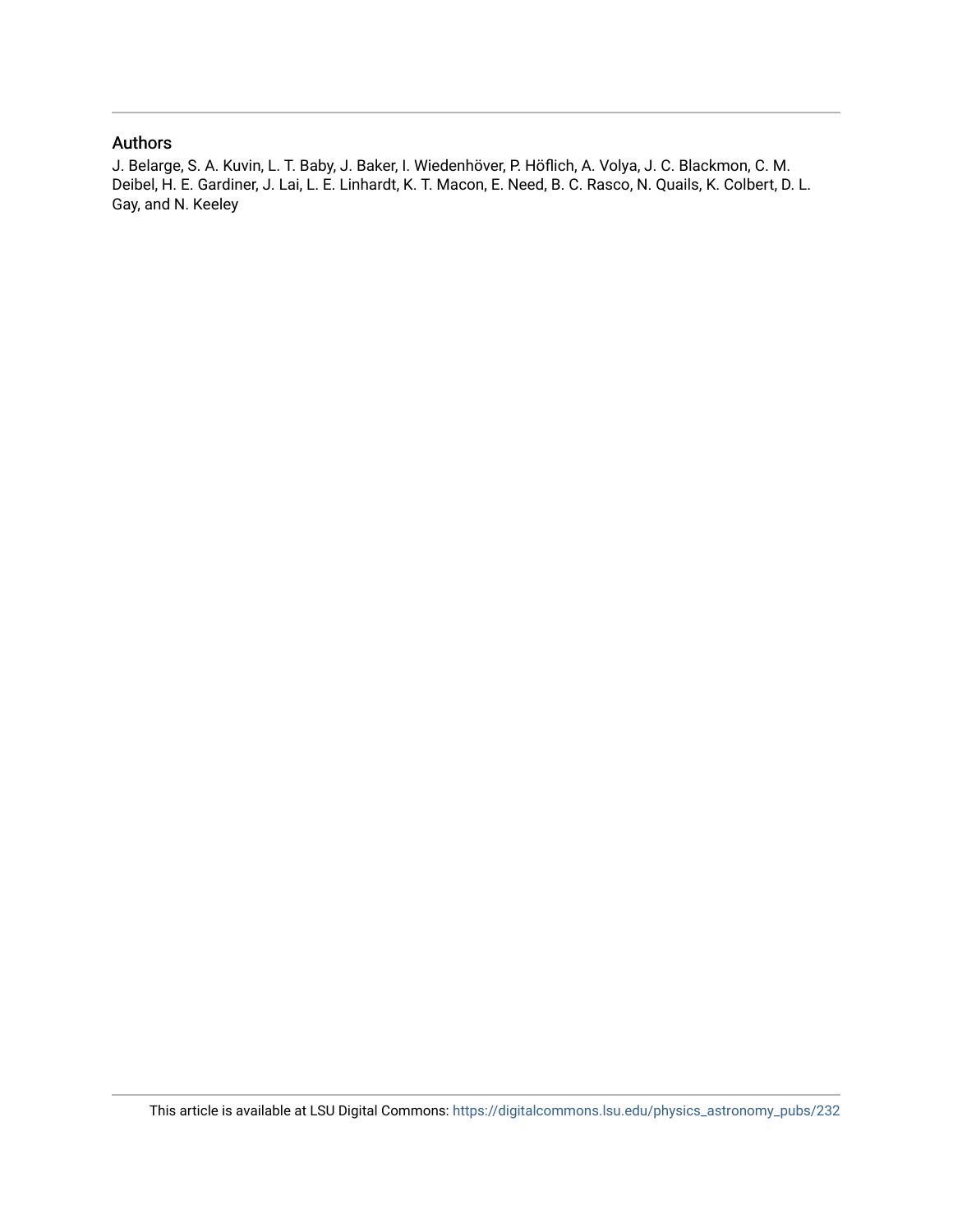## Authors

J. Belarge, S. A. Kuvin, L. T. Baby, J. Baker, I. Wiedenhöver, P. Höflich, A. Volya, J. C. Blackmon, C. M. Deibel, H. E. Gardiner, J. Lai, L. E. Linhardt, K. T. Macon, E. Need, B. C. Rasco, N. Quails, K. Colbert, D. L. Gay, and N. Keeley

This article is available at LSU Digital Commons: https://digitalcommons.lsu.edu/physics_astronomy_pubs/232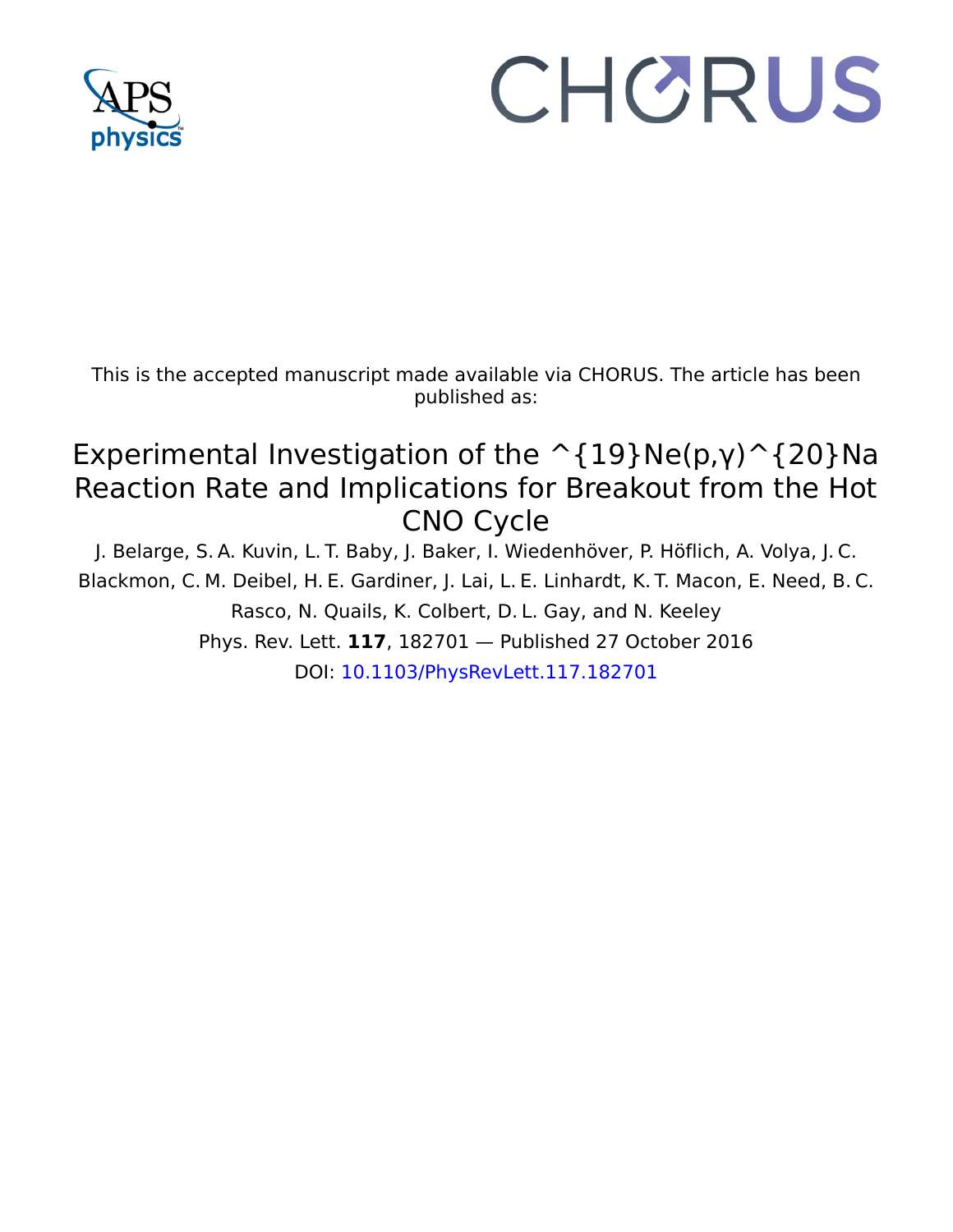This is the accepted manuscript made available via CHORUS. The article has been published as:

# Experimental Investigation of the ^{19}Ne(p,γ)^{20}Na Reaction Rate and Implications for Breakout from the Hot CNO Cycle

J. Belarge, S. A. Kuvin, L. T. Baby, J. Baker, I. Wiedenhöver, P. Höflich, A. Volya, J. C. Blackmon, C. M. Deibel, H. E. Gardiner, J. Lai, L. E. Linhardt, K. T. Macon, E. Need, B. C. Rasco, N. Quails, K. Colbert, D. L. Gay, and N. Keeley

Phys. Rev. Lett. **117**, 182701 — Published 27 October 2016

DOI: 10.1103/PhysRevLett.117.182701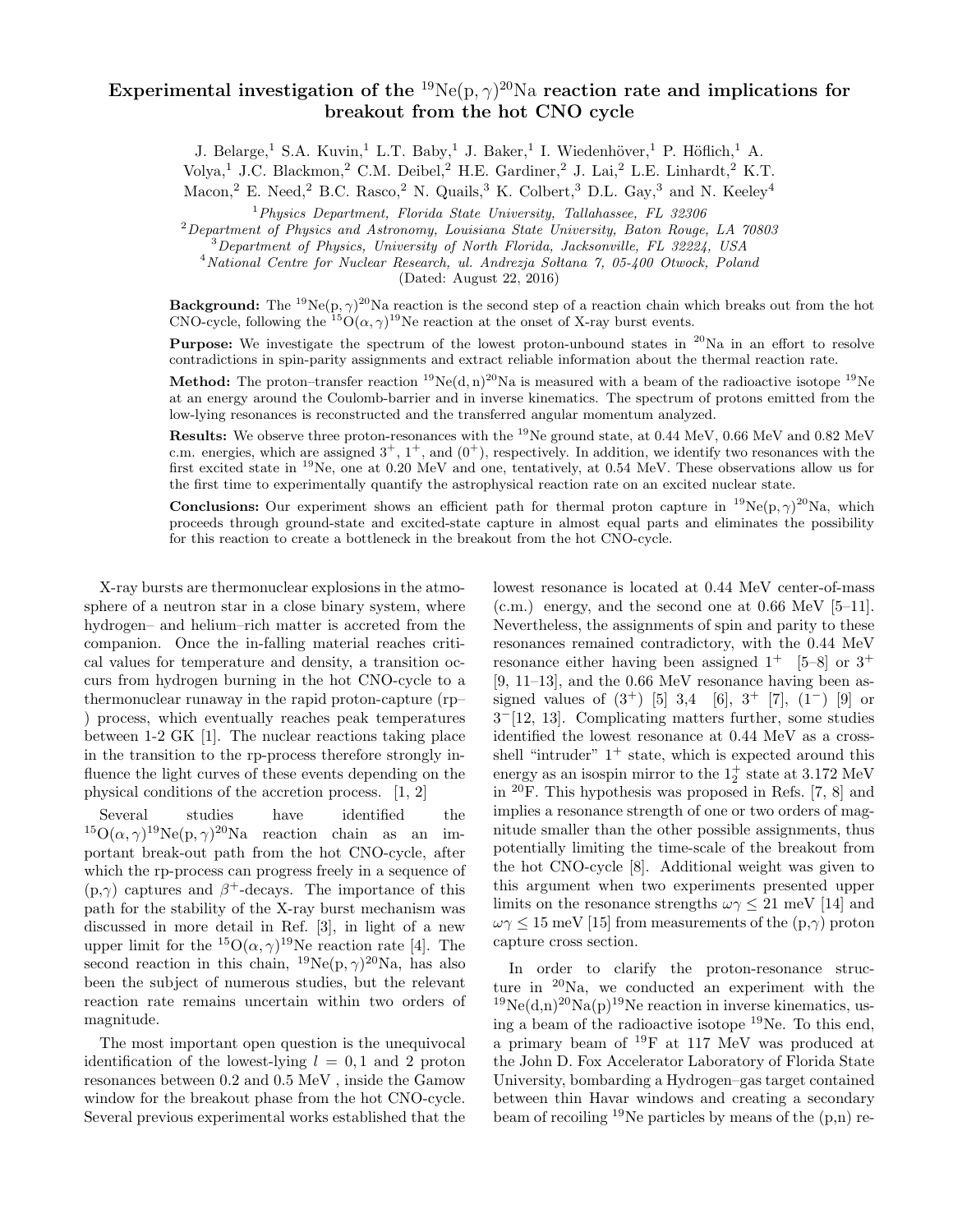# Experimental investigation of the $^{19}$Ne(p, $\gamma$)$^{20}$Na reaction rate and implications for breakout from the hot CNO cycle

J. Belarge,[1] S.A. Kuvin,[1] L.T. Baby,[1] J. Baker,[1] I. Wiedenhöver,[1] P. Höflich,[1] A. Volya,[1] J.C. Blackmon,[2] C.M. Deibel,[2] H.E. Gardiner,[2] J. Lai,[2] L.E. Linhardt,[2] K.T. Macon,[2] E. Need,[2] B.C. Rasco,[2] N. Quails,[3] K. Colbert,[3] D.L. Gay,[3] and N. Keeley[4]

[1] *Physics Department, Florida State University, Tallahassee, FL 32306*
[2] *Department of Physics and Astronomy, Louisiana State University, Baton Rouge, LA 70803*
[3] *Department of Physics, University of North Florida, Jacksonville, FL 32224, USA*
[4] *National Centre for Nuclear Research, ul. Andrzeja Sołtana 7, 05-400 Otwock, Poland*

(Dated: August 22, 2016)

**Background:** The $^{19}$Ne(p, $\gamma$)$^{20}$Na reaction is the second step of a reaction chain which breaks out from the hot CNO-cycle, following the $^{15}$O($\alpha, \gamma$)$^{19}$Ne reaction at the onset of X-ray burst events.

**Purpose:** We investigate the spectrum of the lowest proton-unbound states in $^{20}$Na in an effort to resolve contradictions in spin-parity assignments and extract reliable information about the thermal reaction rate.

**Method:** The proton–transfer reaction $^{19}$Ne(d, n)$^{20}$Na is measured with a beam of the radioactive isotope $^{19}$Ne at an energy around the Coulomb-barrier and in inverse kinematics. The spectrum of protons emitted from the low-lying resonances is reconstructed and the transferred angular momentum analyzed.

**Results:** We observe three proton-resonances with the $^{19}$Ne ground state, at 0.44 MeV, 0.66 MeV and 0.82 MeV c.m. energies, which are assigned $3^+$, $1^+$, and $(0^+)$, respectively. In addition, we identify two resonances with the first excited state in $^{19}$Ne, one at 0.20 MeV and one, tentatively, at 0.54 MeV. These observations allow us for the first time to experimentally quantify the astrophysical reaction rate on an excited nuclear state.

**Conclusions:** Our experiment shows an efficient path for thermal proton capture in $^{19}$Ne(p, $\gamma$)$^{20}$Na, which proceeds through ground-state and excited-state capture in almost equal parts and eliminates the possibility for this reaction to create a bottleneck in the breakout from the hot CNO-cycle.

X-ray bursts are thermonuclear explosions in the atmosphere of a neutron star in a close binary system, where hydrogen– and helium–rich matter is accreted from the companion. Once the in-falling material reaches critical values for temperature and density, a transition occurs from hydrogen burning in the hot CNO-cycle to a thermonuclear runaway in the rapid proton-capture (rp–) process, which eventually reaches peak temperatures between 1-2 GK [1]. The nuclear reactions taking place in the transition to the rp-process therefore strongly influence the light curves of these events depending on the physical conditions of the accretion process. [1, 2]

Several studies have identified the $^{15}$O($\alpha, \gamma$)$^{19}$Ne(p, $\gamma$)$^{20}$Na reaction chain as an important break-out path from the hot CNO-cycle, after which the rp-process can progress freely in a sequence of (p,$\gamma$) captures and $\beta^+$-decays. The importance of this path for the stability of the X-ray burst mechanism was discussed in more detail in Ref. [3], in light of a new upper limit for the $^{15}$O($\alpha, \gamma$)$^{19}$Ne reaction rate [4]. The second reaction in this chain, $^{19}$Ne(p, $\gamma$)$^{20}$Na, has also been the subject of numerous studies, but the relevant reaction rate remains uncertain within two orders of magnitude.

The most important open question is the unequivocal identification of the lowest-lying $l = 0, 1$ and 2 proton resonances between 0.2 and 0.5 MeV , inside the Gamow window for the breakout phase from the hot CNO-cycle. Several previous experimental works established that the lowest resonance is located at 0.44 MeV center-of-mass (c.m.) energy, and the second one at 0.66 MeV [5–11]. Nevertheless, the assignments of spin and parity to these resonances remained contradictory, with the 0.44 MeV resonance either having been assigned $1^+$ [5–8] or $3^+$ [9, 11–13], and the 0.66 MeV resonance having been assigned values of $(3^+)$ [5] 3,4 [6], $3^+$ [7], $(1^-)$ [9] or $3^-$[12, 13]. Complicating matters further, some studies identified the lowest resonance at 0.44 MeV as a cross-shell "intruder" $1^+$ state, which is expected around this energy as an isospin mirror to the $1_2^+$ state at 3.172 MeV in $^{20}$F. This hypothesis was proposed in Refs. [7, 8] and implies a resonance strength of one or two orders of magnitude smaller than the other possible assignments, thus potentially limiting the time-scale of the breakout from the hot CNO-cycle [8]. Additional weight was given to this argument when two experiments presented upper limits on the resonance strengths $\omega\gamma \leq 21$ meV [14] and $\omega\gamma \leq 15$ meV [15] from measurements of the (p,$\gamma$) proton capture cross section.

In order to clarify the proton-resonance structure in $^{20}$Na, we conducted an experiment with the $^{19}$Ne(d,n)$^{20}$Na(p)$^{19}$Ne reaction in inverse kinematics, using a beam of the radioactive isotope $^{19}$Ne. To this end, a primary beam of $^{19}$F at 117 MeV was produced at the John D. Fox Accelerator Laboratory of Florida State University, bombarding a Hydrogen–gas target contained between thin Havar windows and creating a secondary beam of recoiling $^{19}$Ne particles by means of the (p,n) re-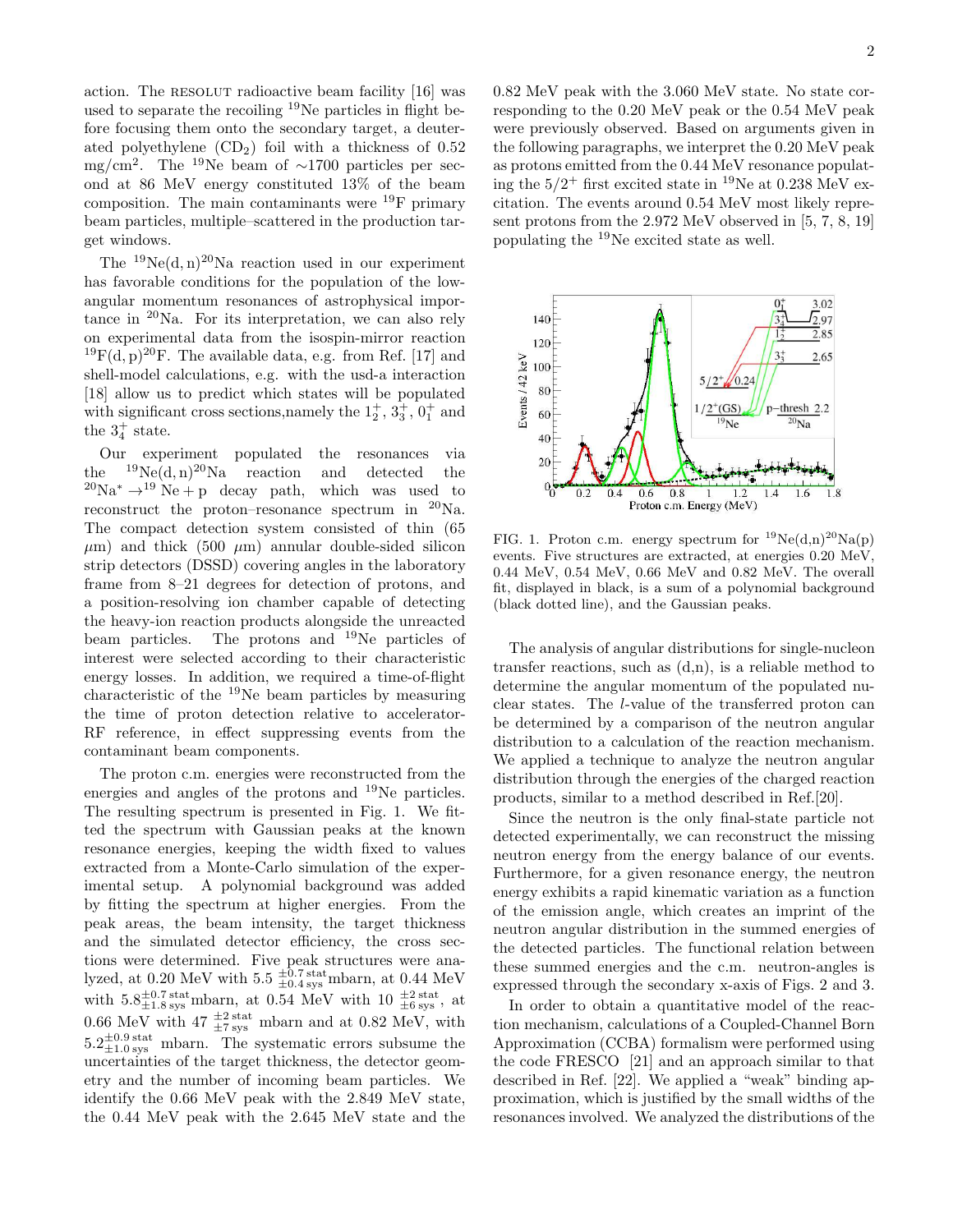action. The RESOLUT radioactive beam facility [16] was used to separate the recoiling $^{19}$Ne particles in flight before focusing them onto the secondary target, a deuterated polyethylene ($CD_2$) foil with a thickness of 0.52 mg/cm$^2$. The $^{19}$Ne beam of ∼1700 particles per second at 86 MeV energy constituted 13% of the beam composition. The main contaminants were $^{19}$F primary beam particles, multiple–scattered in the production target windows.

The $^{19}$Ne(d, n)$^{20}$Na reaction used in our experiment has favorable conditions for the population of the low-angular momentum resonances of astrophysical importance in $^{20}$Na. For its interpretation, we can also rely on experimental data from the isospin-mirror reaction $^{19}$F(d, p)$^{20}$F. The available data, e.g. from Ref. [17] and shell-model calculations, e.g. with the usd-a interaction [18] allow us to predict which states will be populated with significant cross sections,namely the $1_2^+$, $3_3^+$, $0_1^+$ and the $3_4^+$ state.

Our experiment populated the resonances via the $^{19}$Ne(d, n)$^{20}$Na reaction and detected the $^{20}$Na$^* \rightarrow ^{19}$Ne + p decay path, which was used to reconstruct the proton–resonance spectrum in $^{20}$Na. The compact detection system consisted of thin (65 $\mu$m) and thick (500 $\mu$m) annular double-sided silicon strip detectors (DSSD) covering angles in the laboratory frame from 8–21 degrees for detection of protons, and a position-resolving ion chamber capable of detecting the heavy-ion reaction products alongside the unreacted beam particles. The protons and $^{19}$Ne particles of interest were selected according to their characteristic energy losses. In addition, we required a time-of-flight characteristic of the $^{19}$Ne beam particles by measuring the time of proton detection relative to accelerator-RF reference, in effect suppressing events from the contaminant beam components.

The proton c.m. energies were reconstructed from the energies and angles of the protons and $^{19}$Ne particles. The resulting spectrum is presented in Fig. 1. We fitted the spectrum with Gaussian peaks at the known resonance energies, keeping the width fixed to values extracted from a Monte-Carlo simulation of the experimental setup. A polynomial background was added by fitting the spectrum at higher energies. From the peak areas, the beam intensity, the target thickness and the simulated detector efficiency, the cross sections were determined. Five peak structures were analyzed, at 0.20 MeV with 5.5 $^{\pm 0.7\,\mathrm{stat}}_{\pm 0.4\,\mathrm{sys}}$mbarn, at 0.44 MeV with $5.8^{\pm 0.7\,\mathrm{stat}}_{\pm 1.8\,\mathrm{sys}}$mbarn, at 0.54 MeV with 10 $^{\pm 2\,\mathrm{stat}}_{\pm 6\,\mathrm{sys}}$, at 0.66 MeV with 47 $^{\pm 2\,\mathrm{stat}}_{\pm 7\,\mathrm{sys}}$ mbarn and at 0.82 MeV, with $5.2^{\pm 0.9\,\mathrm{stat}}_{\pm 1.0\,\mathrm{sys}}$ mbarn. The systematic errors subsume the uncertainties of the target thickness, the detector geometry and the number of incoming beam particles. We identify the 0.66 MeV peak with the 2.849 MeV state, the 0.44 MeV peak with the 2.645 MeV state and the 0.82 MeV peak with the 3.060 MeV state. No state corresponding to the 0.20 MeV peak or the 0.54 MeV peak were previously observed. Based on arguments given in the following paragraphs, we interpret the 0.20 MeV peak as protons emitted from the 0.44 MeV resonance populating the $5/2^+$ first excited state in $^{19}$Ne at 0.238 MeV excitation. The events around 0.54 MeV most likely represent protons from the 2.972 MeV observed in [5, 7, 8, 19] populating the $^{19}$Ne excited state as well.

FIG. 1. Proton c.m. energy spectrum for $^{19}$Ne(d,n)$^{20}$Na(p) events. Five structures are extracted, at energies 0.20 MeV, 0.44 MeV, 0.54 MeV, 0.66 MeV and 0.82 MeV. The overall fit, displayed in black, is a sum of a polynomial background (black dotted line), and the Gaussian peaks.

The analysis of angular distributions for single-nucleon transfer reactions, such as (d,n), is a reliable method to determine the angular momentum of the populated nuclear states. The $l$-value of the transferred proton can be determined by a comparison of the neutron angular distribution to a calculation of the reaction mechanism. We applied a technique to analyze the neutron angular distribution through the energies of the charged reaction products, similar to a method described in Ref.[20].

Since the neutron is the only final-state particle not detected experimentally, we can reconstruct the missing neutron energy from the energy balance of our events. Furthermore, for a given resonance energy, the neutron energy exhibits a rapid kinematic variation as a function of the emission angle, which creates an imprint of the neutron angular distribution in the summed energies of the detected particles. The functional relation between these summed energies and the c.m. neutron-angles is expressed through the secondary x-axis of Figs. 2 and 3.

In order to obtain a quantitative model of the reaction mechanism, calculations of a Coupled-Channel Born Approximation (CCBA) formalism were performed using the code FRESCO [21] and an approach similar to that described in Ref. [22]. We applied a "weak" binding approximation, which is justified by the small widths of the resonances involved. We analyzed the distributions of the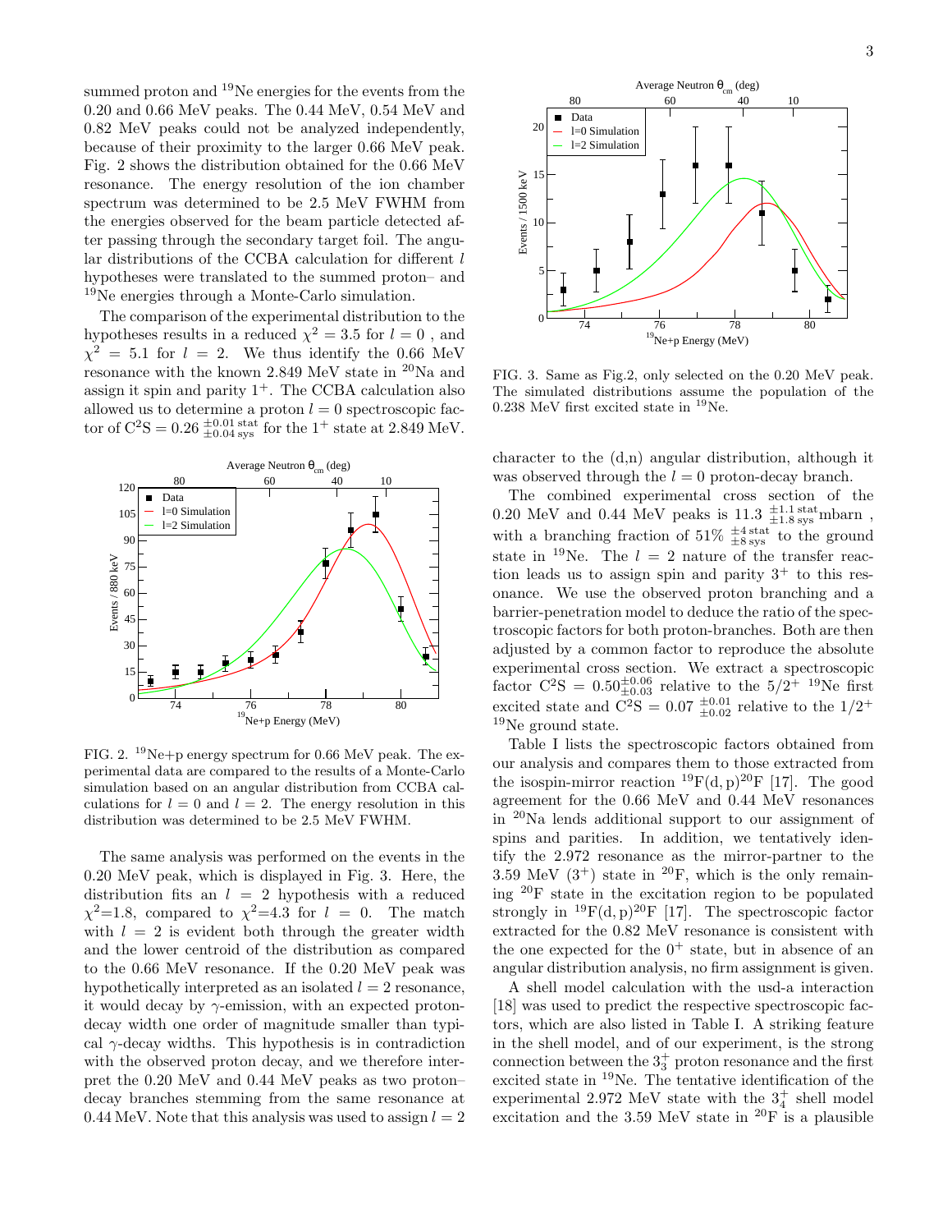summed proton and $^{19}$Ne energies for the events from the 0.20 and 0.66 MeV peaks. The 0.44 MeV, 0.54 MeV and 0.82 MeV peaks could not be analyzed independently, because of their proximity to the larger 0.66 MeV peak. Fig. 2 shows the distribution obtained for the 0.66 MeV resonance. The energy resolution of the ion chamber spectrum was determined to be 2.5 MeV FWHM from the energies observed for the beam particle detected after passing through the secondary target foil. The angular distributions of the CCBA calculation for different $l$ hypotheses were translated to the summed proton– and $^{19}$Ne energies through a Monte-Carlo simulation.

The comparison of the experimental distribution to the hypotheses results in a reduced $\chi^2 = 3.5$ for $l = 0$, and $\chi^2 = 5.1$ for $l = 2$. We thus identify the 0.66 MeV resonance with the known 2.849 MeV state in $^{20}$Na and assign it spin and parity $1^+$. The CCBA calculation also allowed us to determine a proton $l = 0$ spectroscopic factor of $C^2S = 0.26\,^{\pm 0.01\,\mathrm{stat}}_{\pm 0.04\,\mathrm{sys}}$ for the $1^+$ state at 2.849 MeV.

FIG. 2. $^{19}$Ne+p energy spectrum for 0.66 MeV peak. The experimental data are compared to the results of a Monte-Carlo simulation based on an angular distribution from CCBA calculations for $l = 0$ and $l = 2$. The energy resolution in this distribution was determined to be 2.5 MeV FWHM.

The same analysis was performed on the events in the 0.20 MeV peak, which is displayed in Fig. 3. Here, the distribution fits an $l = 2$ hypothesis with a reduced $\chi^2$=1.8, compared to $\chi^2$=4.3 for $l = 0$. The match with $l = 2$ is evident both through the greater width and the lower centroid of the distribution as compared to the 0.66 MeV resonance. If the 0.20 MeV peak was hypothetically interpreted as an isolated $l = 2$ resonance, it would decay by $\gamma$-emission, with an expected proton-decay width one order of magnitude smaller than typical $\gamma$-decay widths. This hypothesis is in contradiction with the observed proton decay, and we therefore interpret the 0.20 MeV and 0.44 MeV peaks as two proton–decay branches stemming from the same resonance at 0.44 MeV. Note that this analysis was used to assign $l = 2$ character to the (d,n) angular distribution, although it was observed through the $l = 0$ proton-decay branch.

FIG. 3. Same as Fig.2, only selected on the 0.20 MeV peak. The simulated distributions assume the population of the 0.238 MeV first excited state in $^{19}$Ne.

The combined experimental cross section of the 0.20 MeV and 0.44 MeV peaks is $11.3\,^{\pm 1.1\,\mathrm{stat}}_{\pm 1.8\,\mathrm{sys}}$mbarn , with a branching fraction of $51\%\,^{\pm 4\,\mathrm{stat}}_{\pm 8\,\mathrm{sys}}$ to the ground state in $^{19}$Ne. The $l = 2$ nature of the transfer reaction leads us to assign spin and parity $3^+$ to this resonance. We use the observed proton branching and a barrier-penetration model to deduce the ratio of the spectroscopic factors for both proton-branches. Both are then adjusted by a common factor to reproduce the absolute experimental cross section. We extract a spectroscopic factor $C^2S = 0.50^{\pm 0.06}_{\pm 0.03}$ relative to the $5/2^+$ $^{19}$Ne first excited state and $C^2S = 0.07\,^{\pm 0.01}_{\pm 0.02}$ relative to the $1/2^+$ $^{19}$Ne ground state.

Table I lists the spectroscopic factors obtained from our analysis and compares them to those extracted from the isospin-mirror reaction $^{19}$F(d, p)$^{20}$F [17]. The good agreement for the 0.66 MeV and 0.44 MeV resonances in $^{20}$Na lends additional support to our assignment of spins and parities. In addition, we tentatively identify the 2.972 resonance as the mirror-partner to the 3.59 MeV ($3^+$) state in $^{20}$F, which is the only remaining $^{20}$F state in the excitation region to be populated strongly in $^{19}$F(d, p)$^{20}$F [17]. The spectroscopic factor extracted for the 0.82 MeV resonance is consistent with the one expected for the $0^+$ state, but in absence of an angular distribution analysis, no firm assignment is given.

A shell model calculation with the usd-a interaction [18] was used to predict the respective spectroscopic factors, which are also listed in Table I. A striking feature in the shell model, and of our experiment, is the strong connection between the $3^+_3$ proton resonance and the first excited state in $^{19}$Ne. The tentative identification of the experimental 2.972 MeV state with the $3^+_4$ shell model excitation and the 3.59 MeV state in $^{20}$F is a plausible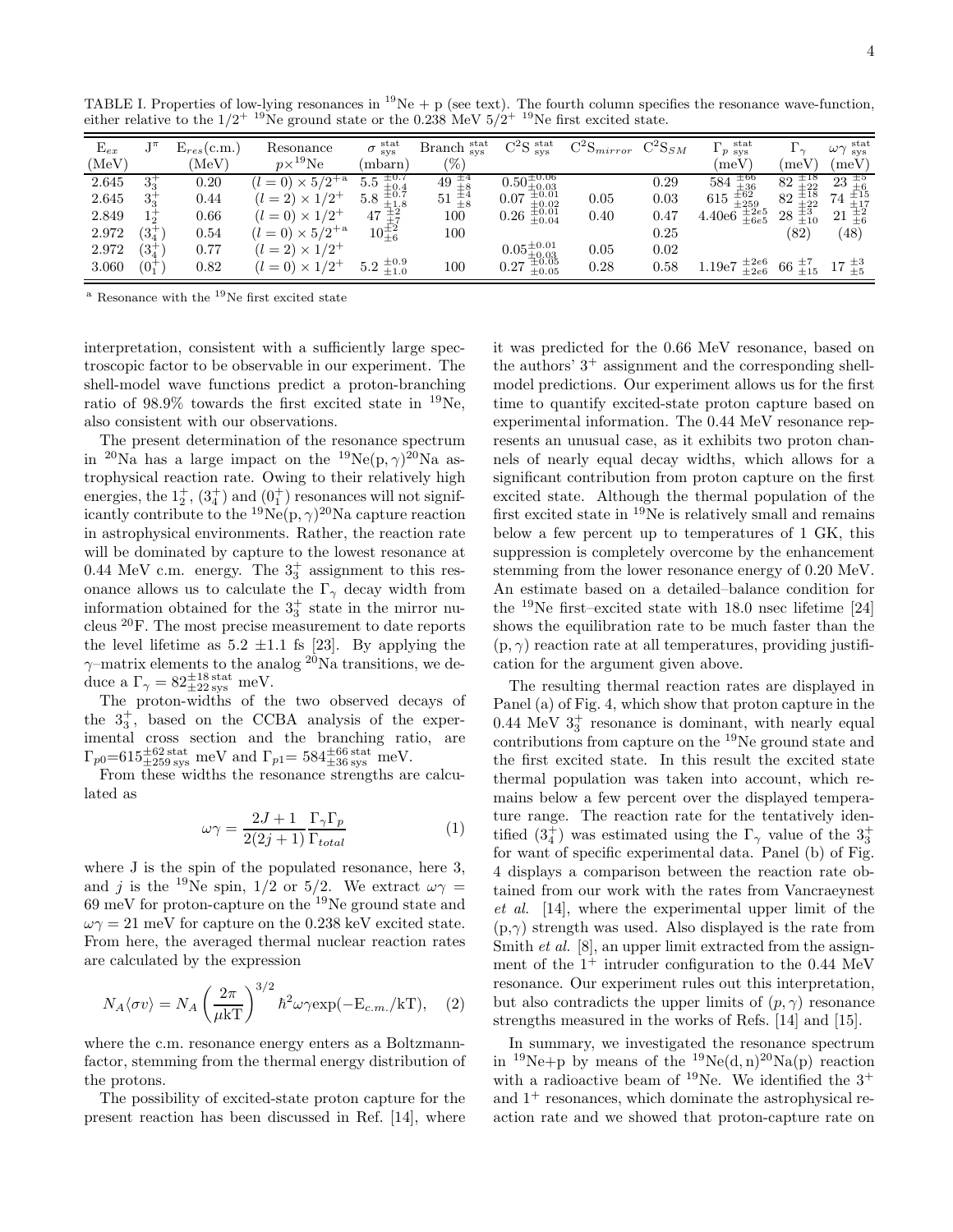TABLE I. Properties of low-lying resonances in $^{19}$Ne + p (see text). The fourth column specifies the resonance wave-function, either relative to the $1/2^+$ $^{19}$Ne ground state or the 0.238 MeV $5/2^+$ $^{19}$Ne first excited state.

| $E_{ex}$ (MeV) | $J^\pi$ | $E_{res}$(c.m.) (MeV) | Resonance $p\times^{19}$Ne | $\sigma\,^{stat}_{sys}$ (mbarn) | Branch $^{stat}_{sys}$ (%) | $C^2S\,^{stat}_{sys}$ | $C^2S_{mirror}$ | $C^2S_{SM}$ | $\Gamma_p\,^{stat}_{sys}$ (meV) | $\Gamma_\gamma$ (meV) | $\omega\gamma\,^{stat}_{sys}$ (meV) |
|---|---|---|---|---|---|---|---|---|---|---|---|
| 2.645 | $3_3^+$ | 0.20 | $(l=0)\times 5/2^{+}$ [a] | $5.5\,^{\pm0.7}_{\pm0.4}$ | $49\,^{\pm4}_{\pm8}$ | $0.50^{\pm0.06}_{\pm0.03}$ | | 0.29 | $584\,^{\pm66}_{\pm36}$ | $82\,^{\pm18}_{\pm22}$ | $23\,^{\pm5}_{\pm6}$ |
| 2.645 | $3_3^+$ | 0.44 | $(l=2)\times 1/2^+$ | $5.8\,^{\pm0.7}_{\pm1.8}$ | $51\,^{\pm4}_{\pm8}$ | $0.07\,^{\pm0.01}_{\pm0.02}$ | 0.05 | 0.03 | $615\,^{\pm62}_{\pm259}$ | $82\,^{\pm18}_{\pm22}$ | $74\,^{\pm15}_{\pm17}$ |
| 2.849 | $1_2^+$ | 0.66 | $(l=0)\times 1/2^+$ | $47\,^{\pm2}_{\pm7}$ | 100 | $0.26\,^{\pm0.01}_{\pm0.04}$ | 0.40 | 0.47 | $4.40e6\,^{\pm2e5}_{\pm6e5}$ | $28\,^{\pm3}_{\pm10}$ | $21\,^{\pm2}_{\pm6}$ |
| 2.972 | $(3_4^+)$ | 0.54 | $(l=0)\times 5/2^{+}$ [a] | $10^{\pm2}_{\pm6}$ | 100 | | | 0.25 | | (82) | (48) |
| 2.972 | $(3_4^+)$ | 0.77 | $(l=2)\times 1/2^+$ | | | $0.05^{\pm0.01}_{\pm0.03}$ | 0.05 | 0.02 | | | |
| 3.060 | $(0_1^+)$ | 0.82 | $(l=0)\times 1/2^+$ | $5.2\,^{\pm0.9}_{\pm1.0}$ | 100 | $0.27\,^{\pm0.05}_{\pm0.05}$ | 0.28 | 0.58 | $1.19e7\,^{\pm2e6}_{\pm2e6}$ | $66\,^{\pm7}_{\pm15}$ | $17\,^{\pm3}_{\pm5}$ |

[a] Resonance with the $^{19}$Ne first excited state

interpretation, consistent with a sufficiently large spectroscopic factor to be observable in our experiment. The shell-model wave functions predict a proton-branching ratio of 98.9% towards the first excited state in $^{19}$Ne, also consistent with our observations.

The present determination of the resonance spectrum in $^{20}$Na has a large impact on the $^{19}$Ne(p,$\gamma$)$^{20}$Na astrophysical reaction rate. Owing to their relatively high energies, the $1_2^+$, $(3_4^+)$ and $(0_1^+)$ resonances will not significantly contribute to the $^{19}$Ne(p,$\gamma$)$^{20}$Na capture reaction in astrophysical environments. Rather, the reaction rate will be dominated by capture to the lowest resonance at 0.44 MeV c.m. energy. The $3_3^+$ assignment to this resonance allows us to calculate the $\Gamma_\gamma$ decay width from information obtained for the $3_3^+$ state in the mirror nucleus $^{20}$F. The most precise measurement to date reports the level lifetime as 5.2 $\pm$1.1 fs [23]. By applying the $\gamma$–matrix elements to the analog $^{20}$Na transitions, we deduce a $\Gamma_\gamma = 82^{\pm18\,\mathrm{stat}}_{\pm22\,\mathrm{sys}}$ meV.

The proton-widths of the two observed decays of the $3_3^+$, based on the CCBA analysis of the experimental cross section and the branching ratio, are $\Gamma_{p0}$=$615^{\pm62\,\mathrm{stat}}_{\pm259\,\mathrm{sys}}$ meV and $\Gamma_{p1}$= $584^{\pm66\,\mathrm{stat}}_{\pm36\,\mathrm{sys}}$ meV.

From these widths the resonance strengths are calculated as

$$\omega\gamma = \frac{2J+1}{2(2j+1)}\frac{\Gamma_\gamma \Gamma_p}{\Gamma_{total}} \quad (1)$$

where J is the spin of the populated resonance, here 3, and $j$ is the $^{19}$Ne spin, 1/2 or 5/2. We extract $\omega\gamma$ = 69 meV for proton-capture on the $^{19}$Ne ground state and $\omega\gamma$ = 21 meV for capture on the 0.238 keV excited state. From here, the averaged thermal nuclear reaction rates are calculated by the expression

$$N_A\langle\sigma v\rangle = N_A\left(\frac{2\pi}{\mu \mathrm{kT}}\right)^{3/2}\hbar^2\omega\gamma \exp(-\mathrm{E}_{c.m.}/\mathrm{kT}), \quad (2)$$

where the c.m. resonance energy enters as a Boltzmann-factor, stemming from the thermal energy distribution of the protons.

The possibility of excited-state proton capture for the present reaction has been discussed in Ref. [14], where it was predicted for the 0.66 MeV resonance, based on the authors' $3^+$ assignment and the corresponding shell-model predictions. Our experiment allows us for the first time to quantify excited-state proton capture based on experimental information. The 0.44 MeV resonance represents an unusual case, as it exhibits two proton channels of nearly equal decay widths, which allows for a significant contribution from proton capture on the first excited state. Although the thermal population of the first excited state in $^{19}$Ne is relatively small and remains below a few percent up to temperatures of 1 GK, this suppression is completely overcome by the enhancement stemming from the lower resonance energy of 0.20 MeV. An estimate based on a detailed–balance condition for the $^{19}$Ne first–excited state with 18.0 nsec lifetime [24] shows the equilibration rate to be much faster than the (p,$\gamma$) reaction rate at all temperatures, providing justification for the argument given above.

The resulting thermal reaction rates are displayed in Panel (a) of Fig. 4, which show that proton capture in the 0.44 MeV $3_3^+$ resonance is dominant, with nearly equal contributions from capture on the $^{19}$Ne ground state and the first excited state. In this result the excited state thermal population was taken into account, which remains below a few percent over the displayed temperature range. The reaction rate for the tentatively identified $(3_4^+)$ was estimated using the $\Gamma_\gamma$ value of the $3_3^+$ for want of specific experimental data. Panel (b) of Fig. 4 displays a comparison between the reaction rate obtained from our work with the rates from Vancraeynest *et al.* [14], where the experimental upper limit of the (p,$\gamma$) strength was used. Also displayed is the rate from Smith *et al.* [8], an upper limit extracted from the assignment of the $1^+$ intruder configuration to the 0.44 MeV resonance. Our experiment rules out this interpretation, but also contradicts the upper limits of $(p,\gamma)$ resonance strengths measured in the works of Refs. [14] and [15].

In summary, we investigated the resonance spectrum in $^{19}$Ne+p by means of the $^{19}$Ne(d, n)$^{20}$Na(p) reaction with a radioactive beam of $^{19}$Ne. We identified the $3^+$ and $1^+$ resonances, which dominate the astrophysical reaction rate and we showed that proton-capture rate on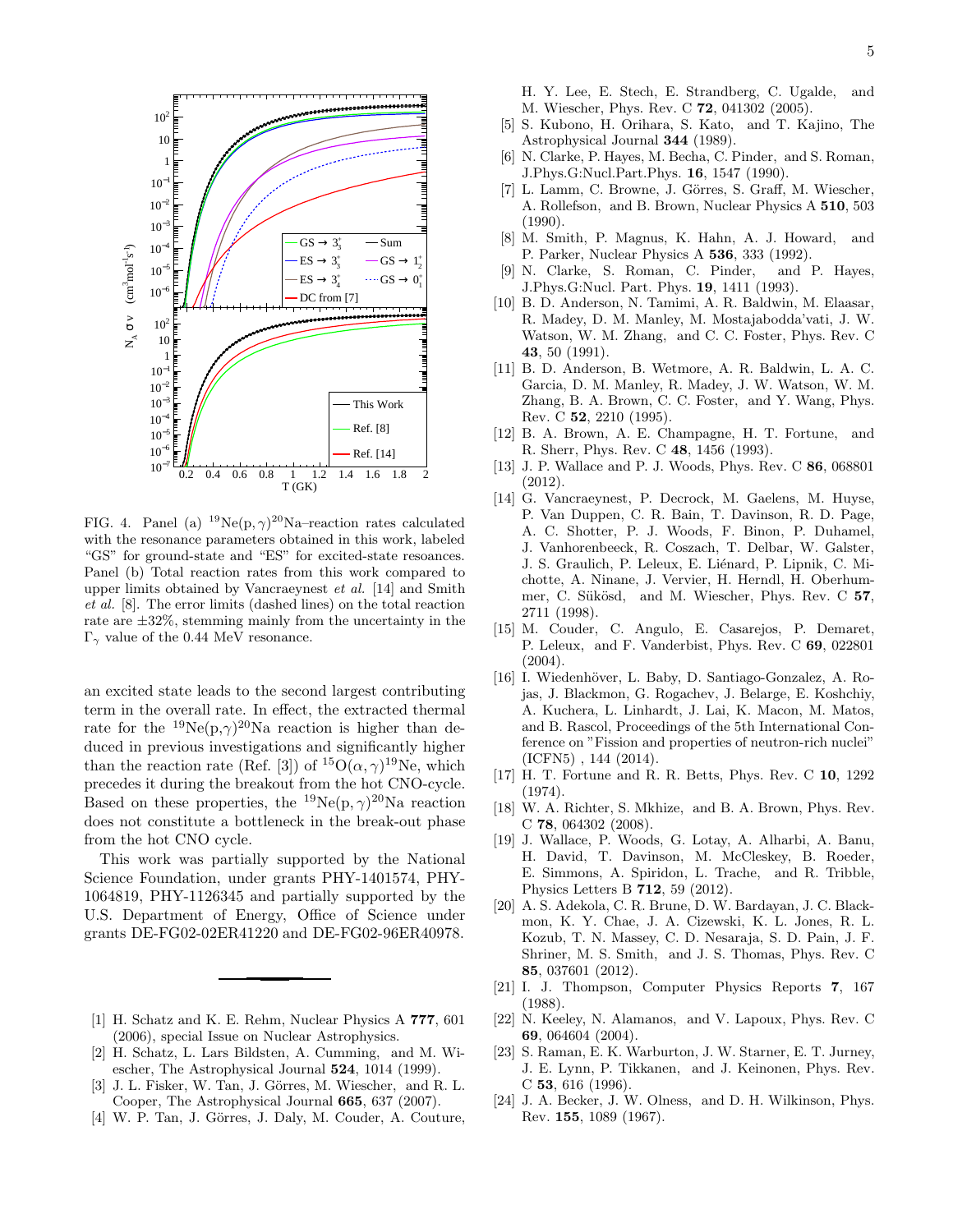$N_A$ σ v (cm$^3$mol$^{-1}$s$^{-1}$)

GS → $3^+_3$
ES → $3^+_3$
ES → $3^+_4$
DC from [7]
Sum
GS → $1^+_2$
GS → $0^+_1$

This Work
Ref. [8]
Ref. [14]

T (GK)

FIG. 4. Panel (a) $^{19}$Ne(p,$\gamma$)$^{20}$Na–reaction rates calculated with the resonance parameters obtained in this work, labeled "GS" for ground-state and "ES" for excited-state resoances. Panel (b) Total reaction rates from this work compared to upper limits obtained by Vancraeynest *et al.* [14] and Smith *et al.* [8]. The error limits (dashed lines) on the total reaction rate are ±32%, stemming mainly from the uncertainty in the $\Gamma_\gamma$ value of the 0.44 MeV resonance.

an excited state leads to the second largest contributing term in the overall rate. In effect, the extracted thermal rate for the $^{19}$Ne(p,$\gamma$)$^{20}$Na reaction is higher than deduced in previous investigations and significantly higher than the reaction rate (Ref. [3]) of $^{15}$O($\alpha$,$\gamma$)$^{19}$Ne, which precedes it during the breakout from the hot CNO-cycle. Based on these properties, the $^{19}$Ne(p,$\gamma$)$^{20}$Na reaction does not constitute a bottleneck in the break-out phase from the hot CNO cycle.

This work was partially supported by the National Science Foundation, under grants PHY-1401574, PHY-1064819, PHY-1126345 and partially supported by the U.S. Department of Energy, Office of Science under grants DE-FG02-02ER41220 and DE-FG02-96ER40978.

---

[1] H. Schatz and K. E. Rehm, Nuclear Physics A **777**, 601 (2006), special Issue on Nuclear Astrophysics.
[2] H. Schatz, L. Lars Bildsten, A. Cumming, and M. Wiescher, The Astrophysical Journal **524**, 1014 (1999).
[3] J. L. Fisker, W. Tan, J. Görres, M. Wiescher, and R. L. Cooper, The Astrophysical Journal **665**, 637 (2007).
[4] W. P. Tan, J. Görres, J. Daly, M. Couder, A. Couture, H. Y. Lee, E. Stech, E. Strandberg, C. Ugalde, and M. Wiescher, Phys. Rev. C **72**, 041302 (2005).
[5] S. Kubono, H. Orihara, S. Kato, and T. Kajino, The Astrophysical Journal **344** (1989).
[6] N. Clarke, P. Hayes, M. Becha, C. Pinder, and S. Roman, J.Phys.G:Nucl.Part.Phys. **16**, 1547 (1990).
[7] L. Lamm, C. Browne, J. Görres, S. Graff, M. Wiescher, A. Rollefson, and B. Brown, Nuclear Physics A **510**, 503 (1990).
[8] M. Smith, P. Magnus, K. Hahn, A. J. Howard, and P. Parker, Nuclear Physics A **536**, 333 (1992).
[9] N. Clarke, S. Roman, C. Pinder, and P. Hayes, J.Phys.G:Nucl. Part. Phys. **19**, 1411 (1993).
[10] B. D. Anderson, N. Tamimi, A. R. Baldwin, M. Elaasar, R. Madey, D. M. Manley, M. Mostajabodda'vati, J. W. Watson, W. M. Zhang, and C. C. Foster, Phys. Rev. C **43**, 50 (1991).
[11] B. D. Anderson, B. Wetmore, A. R. Baldwin, L. A. C. Garcia, D. M. Manley, R. Madey, J. W. Watson, W. M. Zhang, B. A. Brown, C. C. Foster, and Y. Wang, Phys. Rev. C **52**, 2210 (1995).
[12] B. A. Brown, A. E. Champagne, H. T. Fortune, and R. Sherr, Phys. Rev. C **48**, 1456 (1993).
[13] J. P. Wallace and P. J. Woods, Phys. Rev. C **86**, 068801 (2012).
[14] G. Vancraeynest, P. Decrock, M. Gaelens, M. Huyse, P. Van Duppen, C. R. Bain, T. Davinson, R. D. Page, A. C. Shotter, P. J. Woods, F. Binon, P. Duhamel, J. Vanhorenbeeck, R. Coszach, T. Delbar, W. Galster, J. S. Graulich, P. Leleux, E. Liénard, P. Lipnik, C. Michotte, A. Ninane, J. Vervier, H. Herndl, H. Oberhummer, C. Sükösd, and M. Wiescher, Phys. Rev. C **57**, 2711 (1998).
[15] M. Couder, C. Angulo, E. Casarejos, P. Demaret, P. Leleux, and F. Vanderbist, Phys. Rev. C **69**, 022801 (2004).
[16] I. Wiedenhöver, L. Baby, D. Santiago-Gonzalez, A. Rojas, J. Blackmon, G. Rogachev, J. Belarge, E. Koshchiy, A. Kuchera, L. Linhardt, J. Lai, K. Macon, M. Matos, and B. Rascol, Proceedings of the 5th International Conference on "Fission and properties of neutron-rich nuclei" (ICFN5) , 144 (2014).
[17] H. T. Fortune and R. R. Betts, Phys. Rev. C **10**, 1292 (1974).
[18] W. A. Richter, S. Mkhize, and B. A. Brown, Phys. Rev. C **78**, 064302 (2008).
[19] J. Wallace, P. Woods, G. Lotay, A. Alharbi, A. Banu, H. David, T. Davinson, M. McCleskey, B. Roeder, E. Simmons, A. Spiridon, L. Trache, and R. Tribble, Physics Letters B **712**, 59 (2012).
[20] A. S. Adekola, C. R. Brune, D. W. Bardayan, J. C. Blackmon, K. Y. Chae, J. A. Cizewski, K. L. Jones, R. L. Kozub, T. N. Massey, C. D. Nesaraja, S. D. Pain, J. F. Shriner, M. S. Smith, and J. S. Thomas, Phys. Rev. C **85**, 037601 (2012).
[21] I. J. Thompson, Computer Physics Reports **7**, 167 (1988).
[22] N. Keeley, N. Alamanos, and V. Lapoux, Phys. Rev. C **69**, 064604 (2004).
[23] S. Raman, E. K. Warburton, J. W. Starner, E. T. Jurney, J. E. Lynn, P. Tikkanen, and J. Keinonen, Phys. Rev. C **53**, 616 (1996).
[24] J. A. Becker, J. W. Olness, and D. H. Wilkinson, Phys. Rev. **155**, 1089 (1967).